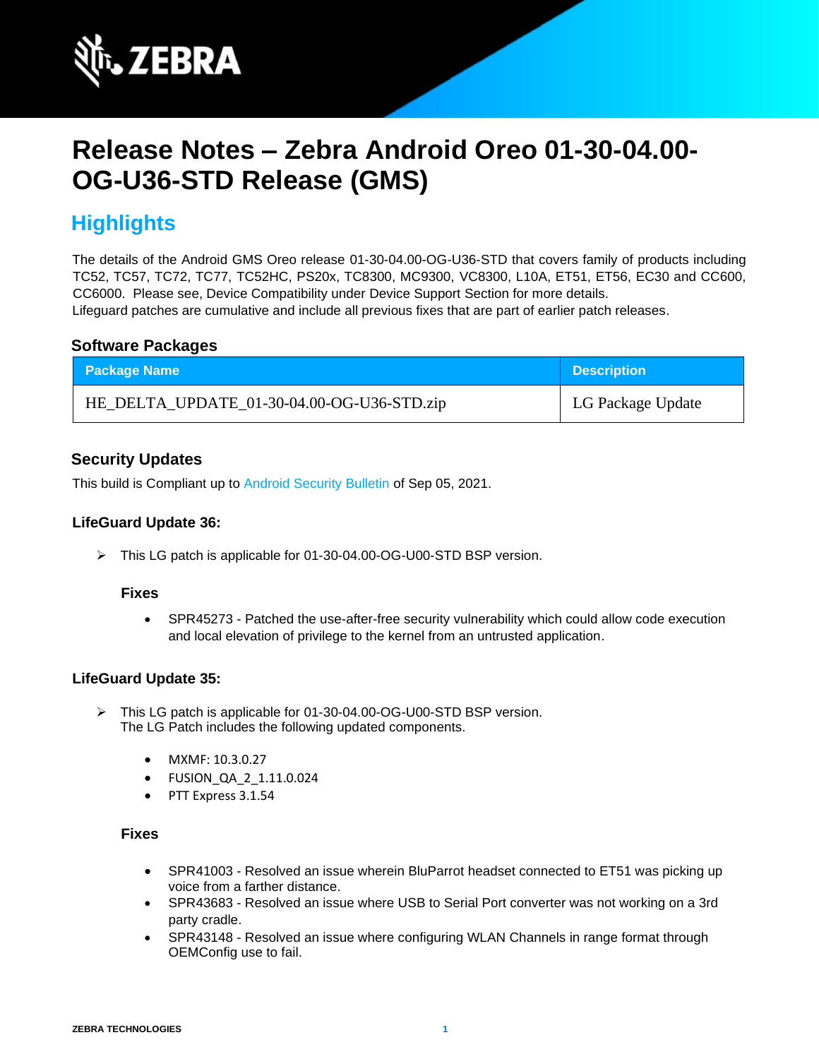# Release Notes – Zebra Android Oreo 01-30-04.00-OG-U36-STD Release (GMS)

## Highlights

The details of the Android GMS Oreo release 01-30-04.00-OG-U36-STD that covers family of products including TC52, TC57, TC72, TC77, TC52HC, PS20x, TC8300, MC9300, VC8300, L10A, ET51, ET56, EC30 and CC600, CC6000. Please see, Device Compatibility under Device Support Section for more details.
Lifeguard patches are cumulative and include all previous fixes that are part of earlier patch releases.

### Software Packages

| Package Name | Description |
| --- | --- |
| HE_DELTA_UPDATE_01-30-04.00-OG-U36-STD.zip | LG Package Update |

### Security Updates

This build is Compliant up to Android Security Bulletin of Sep 05, 2021.

#### LifeGuard Update 36:

- This LG patch is applicable for 01-30-04.00-OG-U00-STD BSP version.

**Fixes**

- SPR45273 - Patched the use-after-free security vulnerability which could allow code execution and local elevation of privilege to the kernel from an untrusted application.

#### LifeGuard Update 35:

- This LG patch is applicable for 01-30-04.00-OG-U00-STD BSP version.
  The LG Patch includes the following updated components.

  - MXMF: 10.3.0.27
  - FUSION_QA_2_1.11.0.024
  - PTT Express 3.1.54

**Fixes**

- SPR41003 - Resolved an issue wherein BluParrot headset connected to ET51 was picking up voice from a farther distance.
- SPR43683 - Resolved an issue where USB to Serial Port converter was not working on a 3rd party cradle.
- SPR43148 - Resolved an issue where configuring WLAN Channels in range format through OEMConfig use to fail.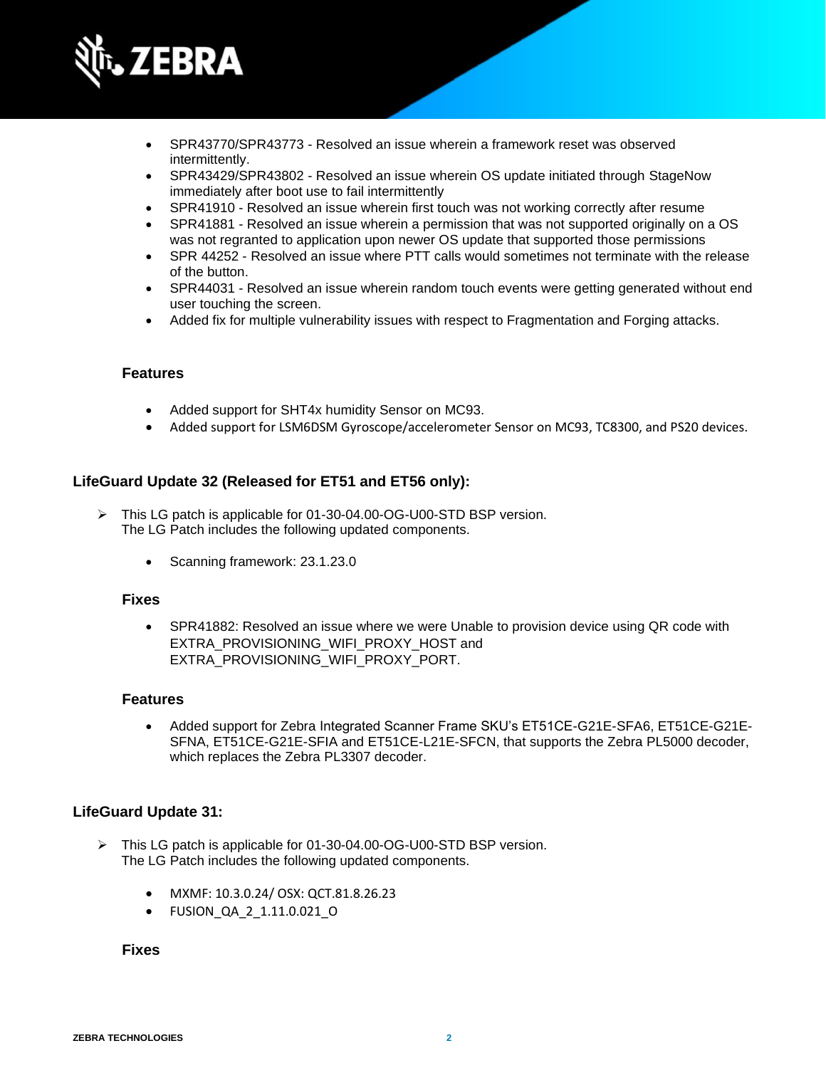- SPR43770/SPR43773 - Resolved an issue wherein a framework reset was observed intermittently.
- SPR43429/SPR43802 - Resolved an issue wherein OS update initiated through StageNow immediately after boot use to fail intermittently
- SPR41910 - Resolved an issue wherein first touch was not working correctly after resume
- SPR41881 - Resolved an issue wherein a permission that was not supported originally on a OS was not regranted to application upon newer OS update that supported those permissions
- SPR 44252 - Resolved an issue where PTT calls would sometimes not terminate with the release of the button.
- SPR44031 - Resolved an issue wherein random touch events were getting generated without end user touching the screen.
- Added fix for multiple vulnerability issues with respect to Fragmentation and Forging attacks.

### Features

- Added support for SHT4x humidity Sensor on MC93.
- Added support for LSM6DSM Gyroscope/accelerometer Sensor on MC93, TC8300, and PS20 devices.

## LifeGuard Update 32 (Released for ET51 and ET56 only):

- This LG patch is applicable for 01-30-04.00-OG-U00-STD BSP version.
  The LG Patch includes the following updated components.

  - Scanning framework: 23.1.23.0

### Fixes

- SPR41882: Resolved an issue where we were Unable to provision device using QR code with EXTRA_PROVISIONING_WIFI_PROXY_HOST and EXTRA_PROVISIONING_WIFI_PROXY_PORT.

### Features

- Added support for Zebra Integrated Scanner Frame SKU's ET51CE-G21E-SFA6, ET51CE-G21E-SFNA, ET51CE-G21E-SFIA and ET51CE-L21E-SFCN, that supports the Zebra PL5000 decoder, which replaces the Zebra PL3307 decoder.

## LifeGuard Update 31:

- This LG patch is applicable for 01-30-04.00-OG-U00-STD BSP version.
  The LG Patch includes the following updated components.

  - MXMF: 10.3.0.24/ OSX: QCT.81.8.26.23
  - FUSION_QA_2_1.11.0.021_O

### Fixes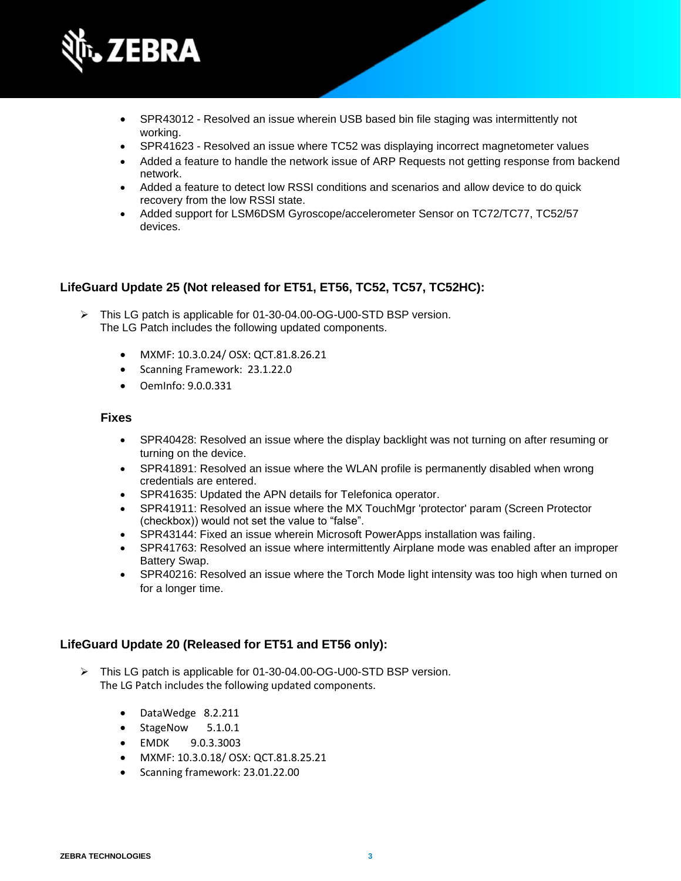- SPR43012 - Resolved an issue wherein USB based bin file staging was intermittently not working.
- SPR41623 - Resolved an issue where TC52 was displaying incorrect magnetometer values
- Added a feature to handle the network issue of ARP Requests not getting response from backend network.
- Added a feature to detect low RSSI conditions and scenarios and allow device to do quick recovery from the low RSSI state.
- Added support for LSM6DSM Gyroscope/accelerometer Sensor on TC72/TC77, TC52/57 devices.

### LifeGuard Update 25 (Not released for ET51, ET56, TC52, TC57, TC52HC):

- This LG patch is applicable for 01-30-04.00-OG-U00-STD BSP version.
  The LG Patch includes the following updated components.

  - MXMF: 10.3.0.24/ OSX: QCT.81.8.26.21
  - Scanning Framework: 23.1.22.0
  - OemInfo: 9.0.0.331

#### Fixes

- SPR40428: Resolved an issue where the display backlight was not turning on after resuming or turning on the device.
- SPR41891: Resolved an issue where the WLAN profile is permanently disabled when wrong credentials are entered.
- SPR41635: Updated the APN details for Telefonica operator.
- SPR41911: Resolved an issue where the MX TouchMgr 'protector' param (Screen Protector (checkbox)) would not set the value to “false”.
- SPR43144: Fixed an issue wherein Microsoft PowerApps installation was failing.
- SPR41763: Resolved an issue where intermittently Airplane mode was enabled after an improper Battery Swap.
- SPR40216: Resolved an issue where the Torch Mode light intensity was too high when turned on for a longer time.

### LifeGuard Update 20 (Released for ET51 and ET56 only):

- This LG patch is applicable for 01-30-04.00-OG-U00-STD BSP version.
  The LG Patch includes the following updated components.

  - DataWedge 8.2.211
  - StageNow 5.1.0.1
  - EMDK 9.0.3.3003
  - MXMF: 10.3.0.18/ OSX: QCT.81.8.25.21
  - Scanning framework: 23.01.22.00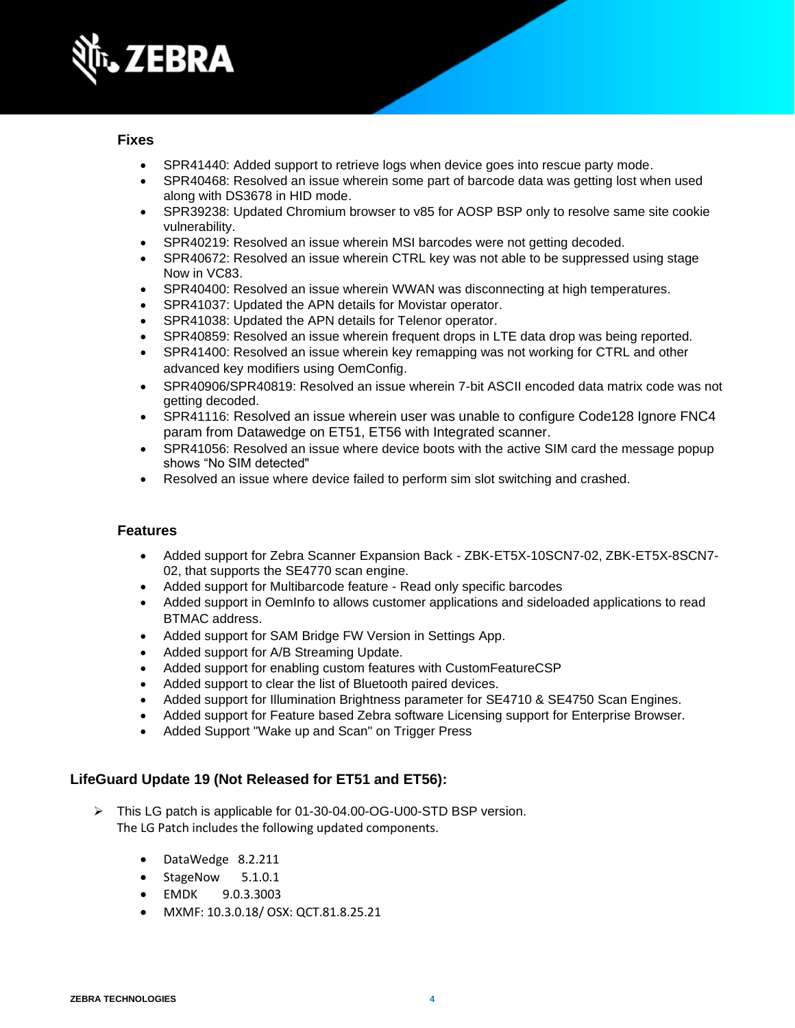### Fixes

- SPR41440: Added support to retrieve logs when device goes into rescue party mode.
- SPR40468: Resolved an issue wherein some part of barcode data was getting lost when used along with DS3678 in HID mode.
- SPR39238: Updated Chromium browser to v85 for AOSP BSP only to resolve same site cookie vulnerability.
- SPR40219: Resolved an issue wherein MSI barcodes were not getting decoded.
- SPR40672: Resolved an issue wherein CTRL key was not able to be suppressed using stage Now in VC83.
- SPR40400: Resolved an issue wherein WWAN was disconnecting at high temperatures.
- SPR41037: Updated the APN details for Movistar operator.
- SPR41038: Updated the APN details for Telenor operator.
- SPR40859: Resolved an issue wherein frequent drops in LTE data drop was being reported.
- SPR41400: Resolved an issue wherein key remapping was not working for CTRL and other advanced key modifiers using OemConfig.
- SPR40906/SPR40819: Resolved an issue wherein 7-bit ASCII encoded data matrix code was not getting decoded.
- SPR41116: Resolved an issue wherein user was unable to configure Code128 Ignore FNC4 param from Datawedge on ET51, ET56 with Integrated scanner.
- SPR41056: Resolved an issue where device boots with the active SIM card the message popup shows "No SIM detected"
- Resolved an issue where device failed to perform sim slot switching and crashed.

### Features

- Added support for Zebra Scanner Expansion Back - ZBK-ET5X-10SCN7-02, ZBK-ET5X-8SCN7-02, that supports the SE4770 scan engine.
- Added support for Multibarcode feature - Read only specific barcodes
- Added support in OemInfo to allows customer applications and sideloaded applications to read BTMAC address.
- Added support for SAM Bridge FW Version in Settings App.
- Added support for A/B Streaming Update.
- Added support for enabling custom features with CustomFeatureCSP
- Added support to clear the list of Bluetooth paired devices.
- Added support for Illumination Brightness parameter for SE4710 & SE4750 Scan Engines.
- Added support for Feature based Zebra software Licensing support for Enterprise Browser.
- Added Support "Wake up and Scan" on Trigger Press

## LifeGuard Update 19 (Not Released for ET51 and ET56):

- This LG patch is applicable for 01-30-04.00-OG-U00-STD BSP version.
  The LG Patch includes the following updated components.

  - DataWedge 8.2.211
  - StageNow 5.1.0.1
  - EMDK 9.0.3.3003
  - MXMF: 10.3.0.18/ OSX: QCT.81.8.25.21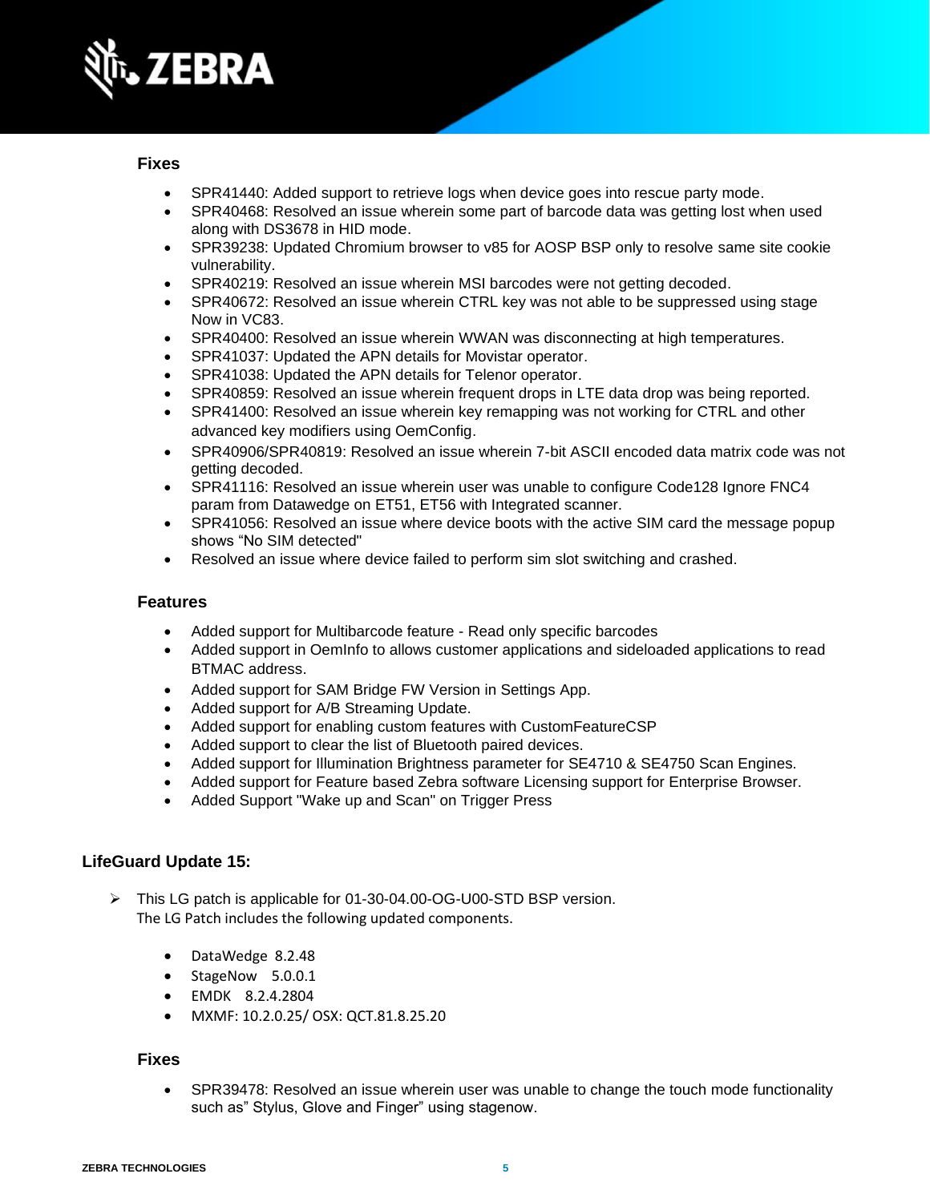### Fixes

- SPR41440: Added support to retrieve logs when device goes into rescue party mode.
- SPR40468: Resolved an issue wherein some part of barcode data was getting lost when used along with DS3678 in HID mode.
- SPR39238: Updated Chromium browser to v85 for AOSP BSP only to resolve same site cookie vulnerability.
- SPR40219: Resolved an issue wherein MSI barcodes were not getting decoded.
- SPR40672: Resolved an issue wherein CTRL key was not able to be suppressed using stage Now in VC83.
- SPR40400: Resolved an issue wherein WWAN was disconnecting at high temperatures.
- SPR41037: Updated the APN details for Movistar operator.
- SPR41038: Updated the APN details for Telenor operator.
- SPR40859: Resolved an issue wherein frequent drops in LTE data drop was being reported.
- SPR41400: Resolved an issue wherein key remapping was not working for CTRL and other advanced key modifiers using OemConfig.
- SPR40906/SPR40819: Resolved an issue wherein 7-bit ASCII encoded data matrix code was not getting decoded.
- SPR41116: Resolved an issue wherein user was unable to configure Code128 Ignore FNC4 param from Datawedge on ET51, ET56 with Integrated scanner.
- SPR41056: Resolved an issue where device boots with the active SIM card the message popup shows “No SIM detected"
- Resolved an issue where device failed to perform sim slot switching and crashed.

### Features

- Added support for Multibarcode feature - Read only specific barcodes
- Added support in OemInfo to allows customer applications and sideloaded applications to read BTMAC address.
- Added support for SAM Bridge FW Version in Settings App.
- Added support for A/B Streaming Update.
- Added support for enabling custom features with CustomFeatureCSP
- Added support to clear the list of Bluetooth paired devices.
- Added support for Illumination Brightness parameter for SE4710 & SE4750 Scan Engines.
- Added support for Feature based Zebra software Licensing support for Enterprise Browser.
- Added Support "Wake up and Scan" on Trigger Press

## LifeGuard Update 15:

- This LG patch is applicable for 01-30-04.00-OG-U00-STD BSP version.
  The LG Patch includes the following updated components.

  - DataWedge 8.2.48
  - StageNow 5.0.0.1
  - EMDK 8.2.4.2804
  - MXMF: 10.2.0.25/ OSX: QCT.81.8.25.20

### Fixes

- SPR39478: Resolved an issue wherein user was unable to change the touch mode functionality such as” Stylus, Glove and Finger” using stagenow.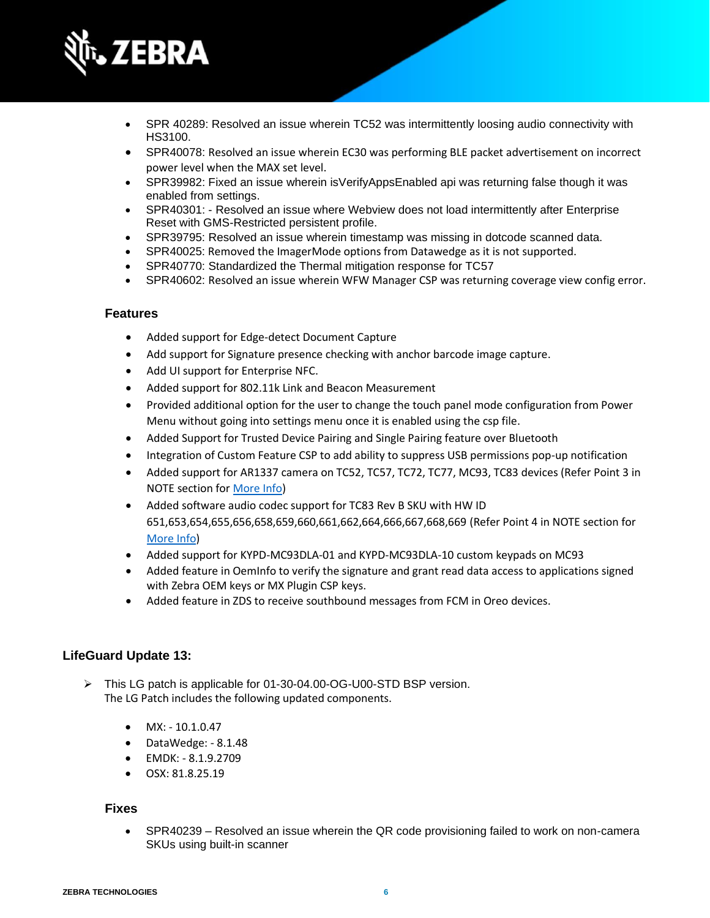- SPR 40289: Resolved an issue wherein TC52 was intermittently loosing audio connectivity with HS3100.
- SPR40078: Resolved an issue wherein EC30 was performing BLE packet advertisement on incorrect power level when the MAX set level.
- SPR39982: Fixed an issue wherein isVerifyAppsEnabled api was returning false though it was enabled from settings.
- SPR40301: - Resolved an issue where Webview does not load intermittently after Enterprise Reset with GMS-Restricted persistent profile.
- SPR39795: Resolved an issue wherein timestamp was missing in dotcode scanned data.
- SPR40025: Removed the ImagerMode options from Datawedge as it is not supported.
- SPR40770: Standardized the Thermal mitigation response for TC57
- SPR40602: Resolved an issue wherein WFW Manager CSP was returning coverage view config error.

### Features

- Added support for Edge-detect Document Capture
- Add support for Signature presence checking with anchor barcode image capture.
- Add UI support for Enterprise NFC.
- Added support for 802.11k Link and Beacon Measurement
- Provided additional option for the user to change the touch panel mode configuration from Power Menu without going into settings menu once it is enabled using the csp file.
- Added Support for Trusted Device Pairing and Single Pairing feature over Bluetooth
- Integration of Custom Feature CSP to add ability to suppress USB permissions pop-up notification
- Added support for AR1337 camera on TC52, TC57, TC72, TC77, MC93, TC83 devices (Refer Point 3 in NOTE section for More Info)
- Added software audio codec support for TC83 Rev B SKU with HW ID 651,653,654,655,656,658,659,660,661,662,664,666,667,668,669 (Refer Point 4 in NOTE section for More Info)
- Added support for KYPD-MC93DLA-01 and KYPD-MC93DLA-10 custom keypads on MC93
- Added feature in OemInfo to verify the signature and grant read data access to applications signed with Zebra OEM keys or MX Plugin CSP keys.
- Added feature in ZDS to receive southbound messages from FCM in Oreo devices.

## LifeGuard Update 13:

- This LG patch is applicable for 01-30-04.00-OG-U00-STD BSP version.
  The LG Patch includes the following updated components.

  - MX: - 10.1.0.47
  - DataWedge: - 8.1.48
  - EMDK: - 8.1.9.2709
  - OSX: 81.8.25.19

### Fixes

- SPR40239 – Resolved an issue wherein the QR code provisioning failed to work on non-camera SKUs using built-in scanner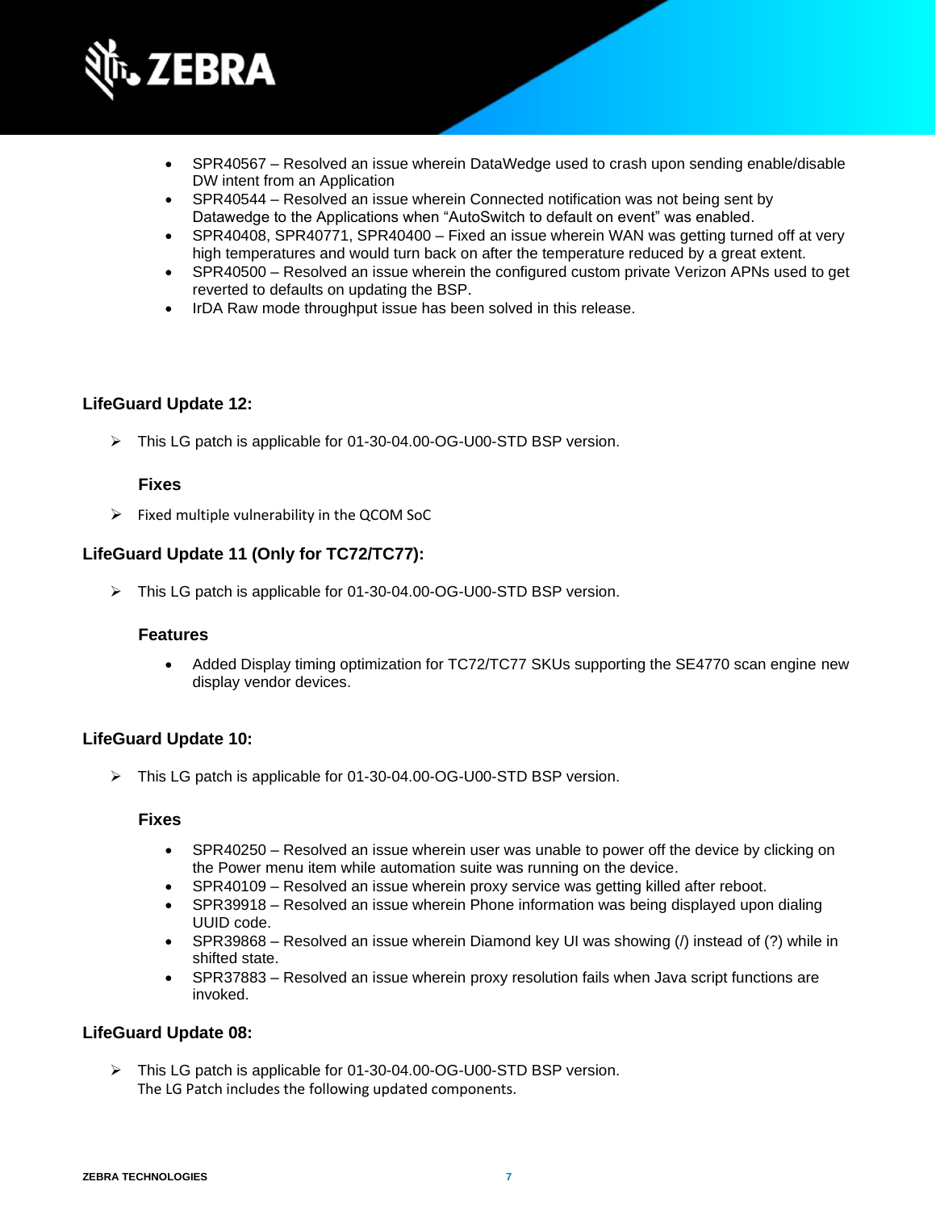- SPR40567 – Resolved an issue wherein DataWedge used to crash upon sending enable/disable DW intent from an Application
- SPR40544 – Resolved an issue wherein Connected notification was not being sent by Datawedge to the Applications when "AutoSwitch to default on event" was enabled.
- SPR40408, SPR40771, SPR40400 – Fixed an issue wherein WAN was getting turned off at very high temperatures and would turn back on after the temperature reduced by a great extent.
- SPR40500 – Resolved an issue wherein the configured custom private Verizon APNs used to get reverted to defaults on updating the BSP.
- IrDA Raw mode throughput issue has been solved in this release.

### LifeGuard Update 12:

- This LG patch is applicable for 01-30-04.00-OG-U00-STD BSP version.

#### Fixes

- Fixed multiple vulnerability in the QCOM SoC

### LifeGuard Update 11 (Only for TC72/TC77):

- This LG patch is applicable for 01-30-04.00-OG-U00-STD BSP version.

#### Features

- Added Display timing optimization for TC72/TC77 SKUs supporting the SE4770 scan engine new display vendor devices.

### LifeGuard Update 10:

- This LG patch is applicable for 01-30-04.00-OG-U00-STD BSP version.

#### Fixes

- SPR40250 – Resolved an issue wherein user was unable to power off the device by clicking on the Power menu item while automation suite was running on the device.
- SPR40109 – Resolved an issue wherein proxy service was getting killed after reboot.
- SPR39918 – Resolved an issue wherein Phone information was being displayed upon dialing UUID code.
- SPR39868 – Resolved an issue wherein Diamond key UI was showing (/) instead of (?) while in shifted state.
- SPR37883 – Resolved an issue wherein proxy resolution fails when Java script functions are invoked.

### LifeGuard Update 08:

- This LG patch is applicable for 01-30-04.00-OG-U00-STD BSP version.
  The LG Patch includes the following updated components.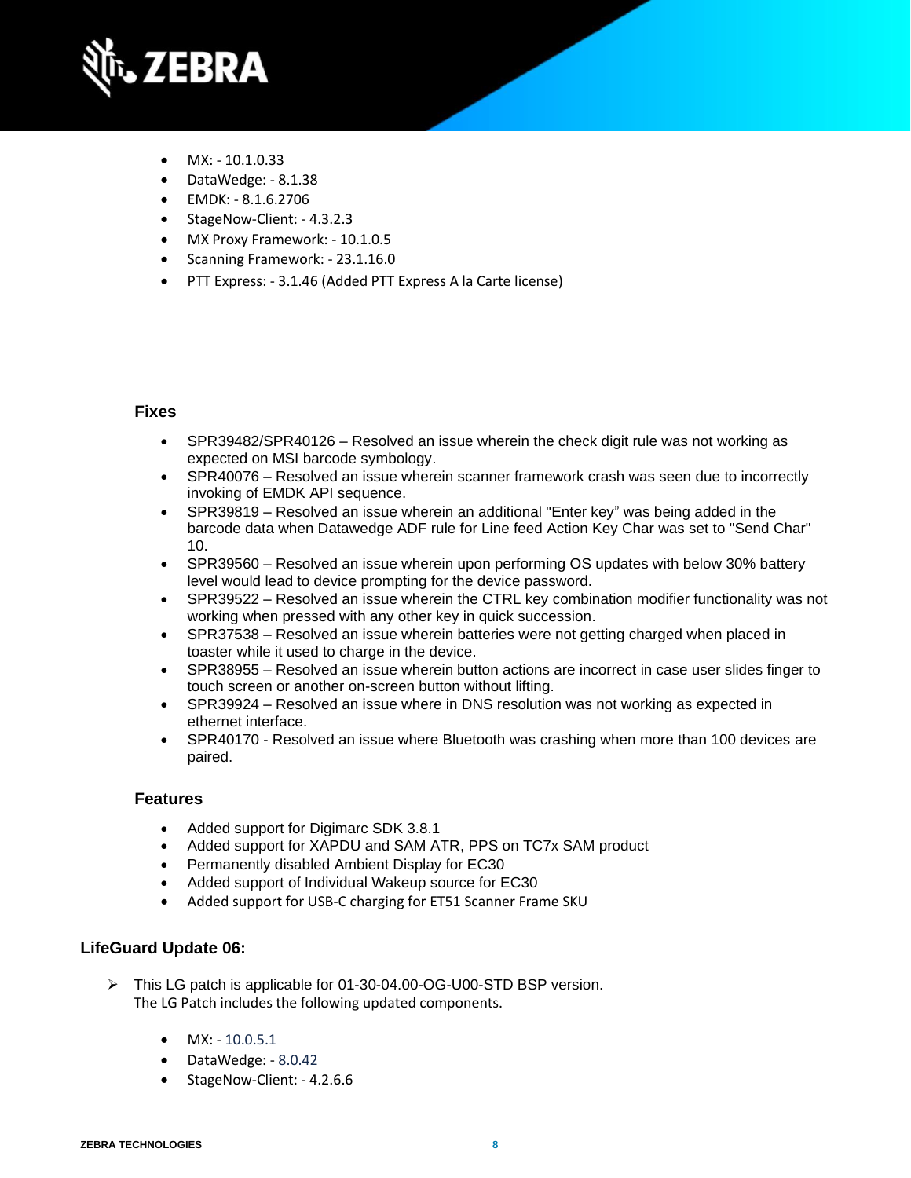- MX: - 10.1.0.33
- DataWedge: - 8.1.38
- EMDK: - 8.1.6.2706
- StageNow-Client: - 4.3.2.3
- MX Proxy Framework: - 10.1.0.5
- Scanning Framework: - 23.1.16.0
- PTT Express: - 3.1.46 (Added PTT Express A la Carte license)

### Fixes

- SPR39482/SPR40126 – Resolved an issue wherein the check digit rule was not working as expected on MSI barcode symbology.
- SPR40076 – Resolved an issue wherein scanner framework crash was seen due to incorrectly invoking of EMDK API sequence.
- SPR39819 – Resolved an issue wherein an additional "Enter key" was being added in the barcode data when Datawedge ADF rule for Line feed Action Key Char was set to "Send Char" 10.
- SPR39560 – Resolved an issue wherein upon performing OS updates with below 30% battery level would lead to device prompting for the device password.
- SPR39522 – Resolved an issue wherein the CTRL key combination modifier functionality was not working when pressed with any other key in quick succession.
- SPR37538 – Resolved an issue wherein batteries were not getting charged when placed in toaster while it used to charge in the device.
- SPR38955 – Resolved an issue wherein button actions are incorrect in case user slides finger to touch screen or another on-screen button without lifting.
- SPR39924 – Resolved an issue where in DNS resolution was not working as expected in ethernet interface.
- SPR40170 - Resolved an issue where Bluetooth was crashing when more than 100 devices are paired.

### Features

- Added support for Digimarc SDK 3.8.1
- Added support for XAPDU and SAM ATR, PPS on TC7x SAM product
- Permanently disabled Ambient Display for EC30
- Added support of Individual Wakeup source for EC30
- Added support for USB-C charging for ET51 Scanner Frame SKU

## LifeGuard Update 06:

- This LG patch is applicable for 01-30-04.00-OG-U00-STD BSP version.
  The LG Patch includes the following updated components.

  - MX: - 10.0.5.1
  - DataWedge: - 8.0.42
  - StageNow-Client: - 4.2.6.6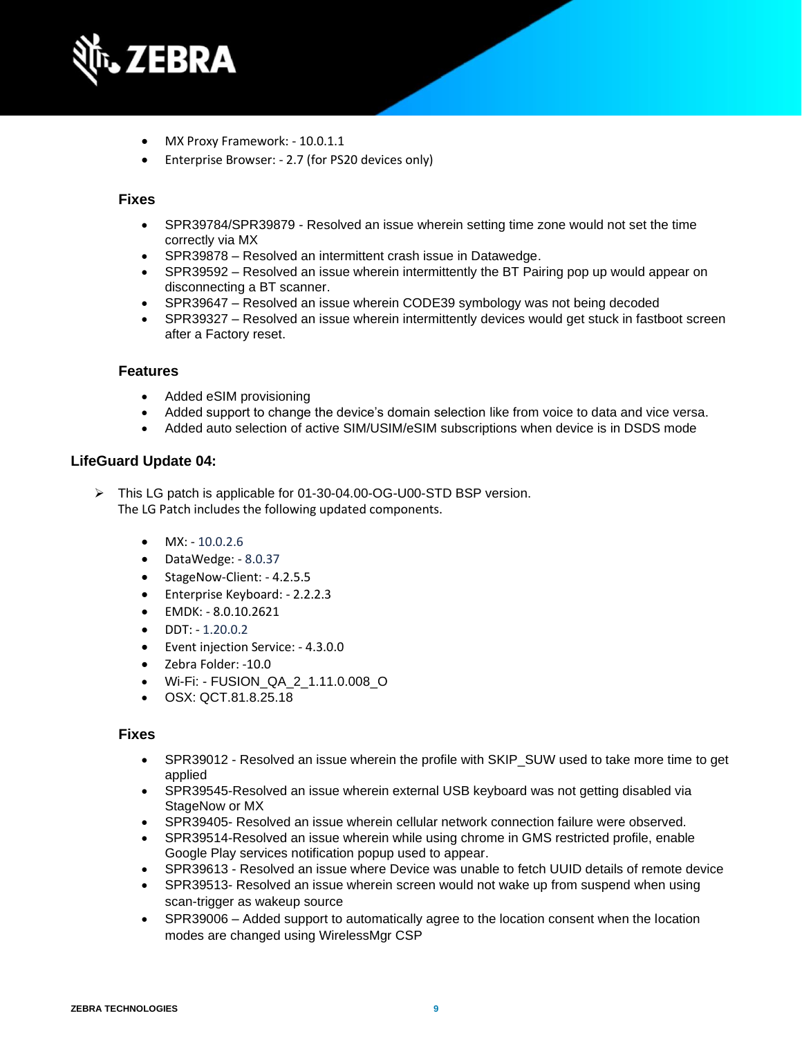- MX Proxy Framework: - 10.0.1.1
- Enterprise Browser: - 2.7 (for PS20 devices only)

### Fixes

- SPR39784/SPR39879 - Resolved an issue wherein setting time zone would not set the time correctly via MX
- SPR39878 – Resolved an intermittent crash issue in Datawedge.
- SPR39592 – Resolved an issue wherein intermittently the BT Pairing pop up would appear on disconnecting a BT scanner.
- SPR39647 – Resolved an issue wherein CODE39 symbology was not being decoded
- SPR39327 – Resolved an issue wherein intermittently devices would get stuck in fastboot screen after a Factory reset.

### Features

- Added eSIM provisioning
- Added support to change the device's domain selection like from voice to data and vice versa.
- Added auto selection of active SIM/USIM/eSIM subscriptions when device is in DSDS mode

## LifeGuard Update 04:

- This LG patch is applicable for 01-30-04.00-OG-U00-STD BSP version.
  The LG Patch includes the following updated components.

  - MX: - 10.0.2.6
  - DataWedge: - 8.0.37
  - StageNow-Client: - 4.2.5.5
  - Enterprise Keyboard: - 2.2.2.3
  - EMDK: - 8.0.10.2621
  - DDT: - 1.20.0.2
  - Event injection Service: - 4.3.0.0
  - Zebra Folder: -10.0
  - Wi-Fi: - FUSION_QA_2_1.11.0.008_O
  - OSX: QCT.81.8.25.18

### Fixes

- SPR39012 - Resolved an issue wherein the profile with SKIP_SUW used to take more time to get applied
- SPR39545-Resolved an issue wherein external USB keyboard was not getting disabled via StageNow or MX
- SPR39405- Resolved an issue wherein cellular network connection failure were observed.
- SPR39514-Resolved an issue wherein while using chrome in GMS restricted profile, enable Google Play services notification popup used to appear.
- SPR39613 - Resolved an issue where Device was unable to fetch UUID details of remote device
- SPR39513- Resolved an issue wherein screen would not wake up from suspend when using scan-trigger as wakeup source
- SPR39006 – Added support to automatically agree to the location consent when the location modes are changed using WirelessMgr CSP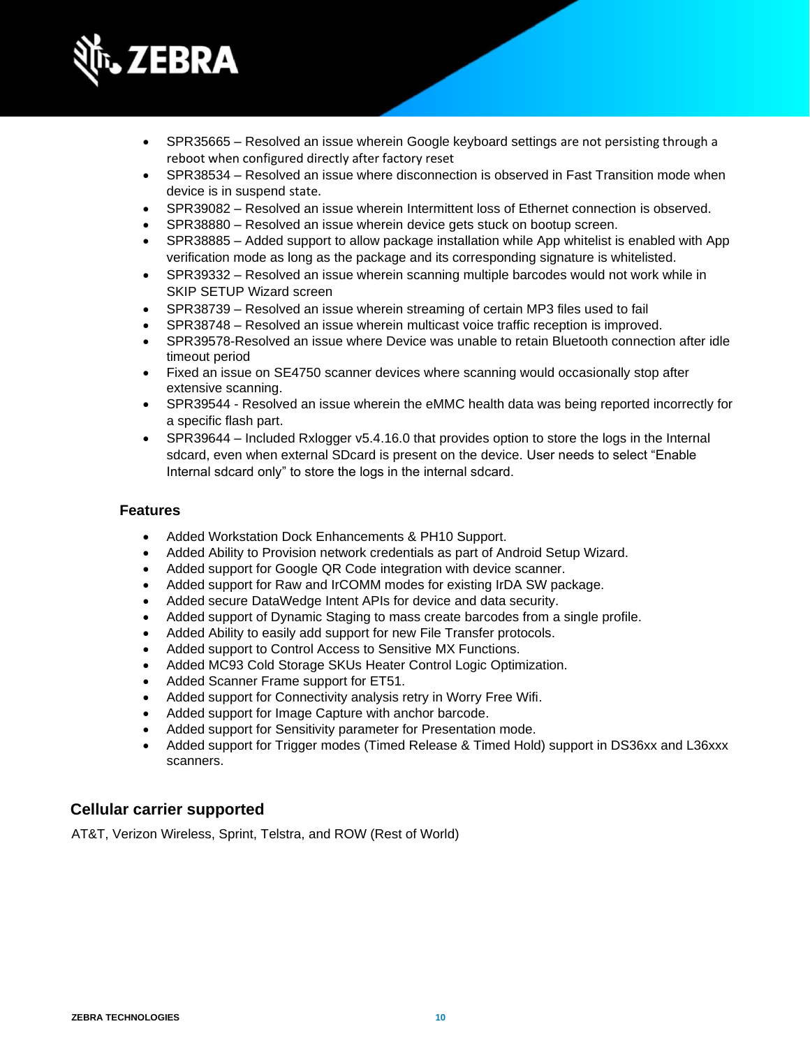- SPR35665 – Resolved an issue wherein Google keyboard settings are not persisting through a reboot when configured directly after factory reset
- SPR38534 – Resolved an issue where disconnection is observed in Fast Transition mode when device is in suspend state.
- SPR39082 – Resolved an issue wherein Intermittent loss of Ethernet connection is observed.
- SPR38880 – Resolved an issue wherein device gets stuck on bootup screen.
- SPR38885 – Added support to allow package installation while App whitelist is enabled with App verification mode as long as the package and its corresponding signature is whitelisted.
- SPR39332 – Resolved an issue wherein scanning multiple barcodes would not work while in SKIP SETUP Wizard screen
- SPR38739 – Resolved an issue wherein streaming of certain MP3 files used to fail
- SPR38748 – Resolved an issue wherein multicast voice traffic reception is improved.
- SPR39578-Resolved an issue where Device was unable to retain Bluetooth connection after idle timeout period
- Fixed an issue on SE4750 scanner devices where scanning would occasionally stop after extensive scanning.
- SPR39544 - Resolved an issue wherein the eMMC health data was being reported incorrectly for a specific flash part.
- SPR39644 – Included Rxlogger v5.4.16.0 that provides option to store the logs in the Internal sdcard, even when external SDcard is present on the device. User needs to select “Enable Internal sdcard only” to store the logs in the internal sdcard.

### Features

- Added Workstation Dock Enhancements & PH10 Support.
- Added Ability to Provision network credentials as part of Android Setup Wizard.
- Added support for Google QR Code integration with device scanner.
- Added support for Raw and IrCOMM modes for existing IrDA SW package.
- Added secure DataWedge Intent APIs for device and data security.
- Added support of Dynamic Staging to mass create barcodes from a single profile.
- Added Ability to easily add support for new File Transfer protocols.
- Added support to Control Access to Sensitive MX Functions.
- Added MC93 Cold Storage SKUs Heater Control Logic Optimization.
- Added Scanner Frame support for ET51.
- Added support for Connectivity analysis retry in Worry Free Wifi.
- Added support for Image Capture with anchor barcode.
- Added support for Sensitivity parameter for Presentation mode.
- Added support for Trigger modes (Timed Release & Timed Hold) support in DS36xx and L36xxx scanners.

## Cellular carrier supported

AT&T, Verizon Wireless, Sprint, Telstra, and ROW (Rest of World)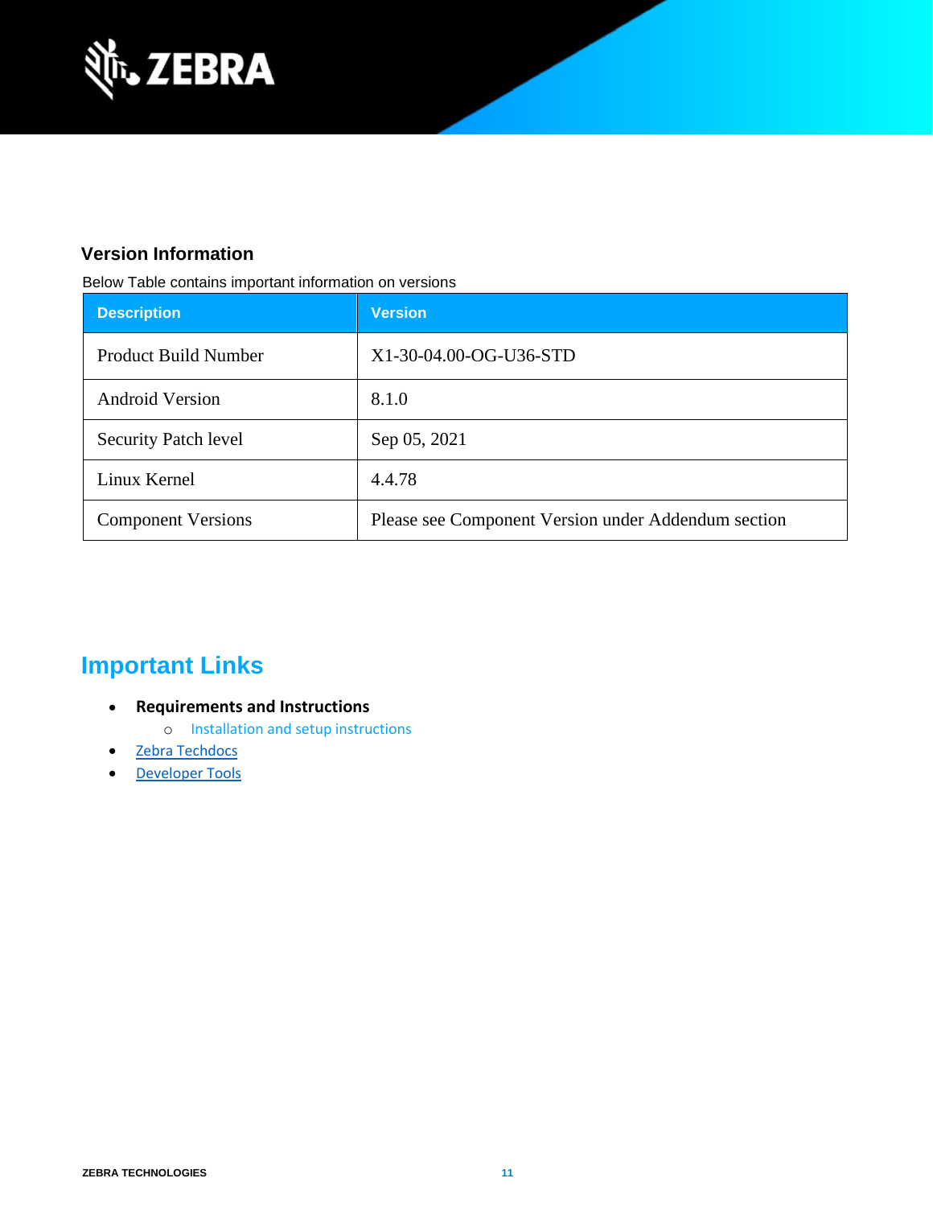### Version Information

Below Table contains important information on versions

| Description | Version |
| --- | --- |
| Product Build Number | X1-30-04.00-OG-U36-STD |
| Android Version | 8.1.0 |
| Security Patch level | Sep 05, 2021 |
| Linux Kernel | 4.4.78 |
| Component Versions | Please see Component Version under Addendum section |

## Important Links

- **Requirements and Instructions**
  - Installation and setup instructions
- Zebra Techdocs
- Developer Tools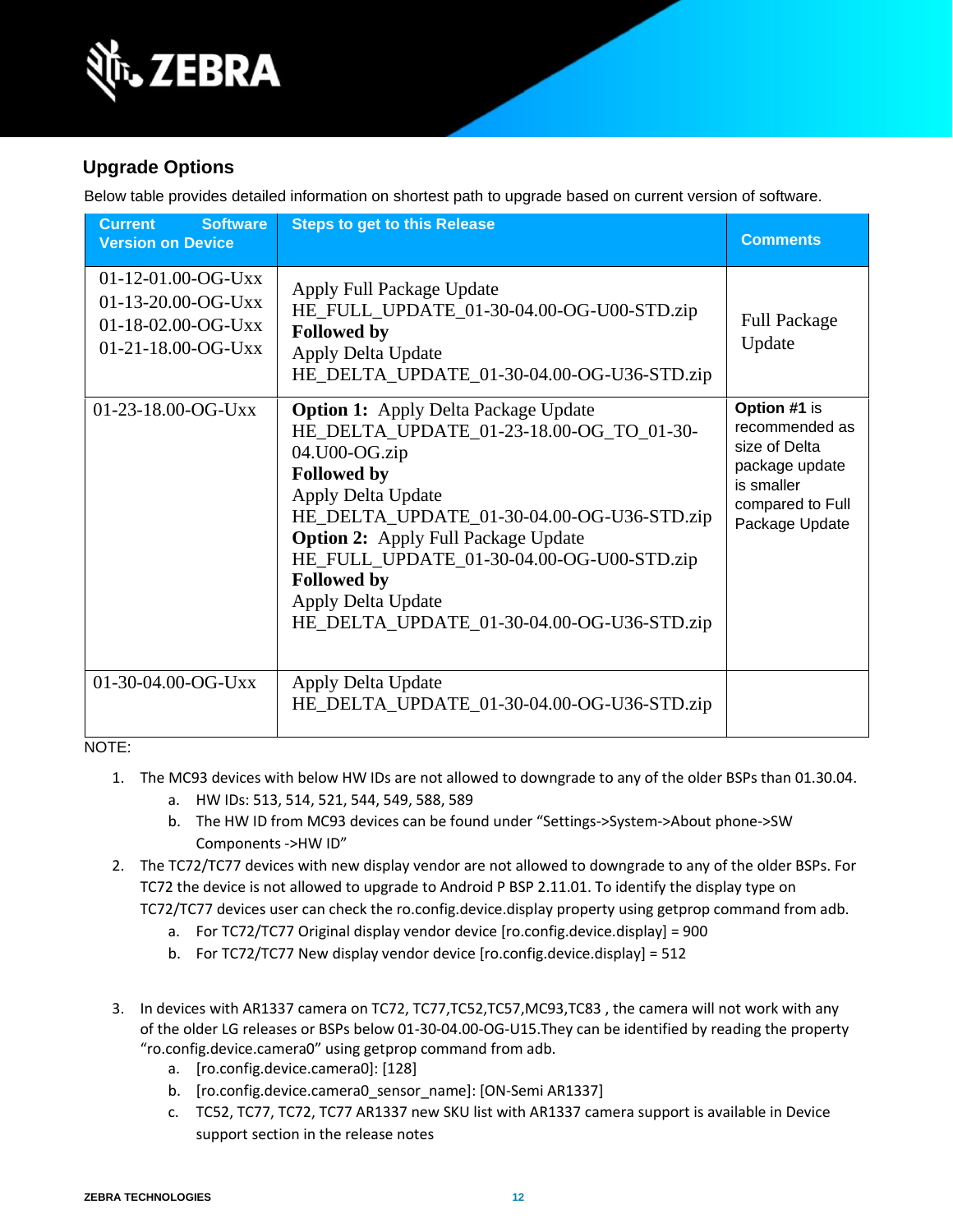## Upgrade Options

Below table provides detailed information on shortest path to upgrade based on current version of software.

| Current Software Version on Device | Steps to get to this Release | Comments |
|---|---|---|
| 01-12-01.00-OG-Uxx<br>01-13-20.00-OG-Uxx<br>01-18-02.00-OG-Uxx<br>01-21-18.00-OG-Uxx | Apply Full Package Update<br>HE_FULL_UPDATE_01-30-04.00-OG-U00-STD.zip<br>**Followed by**<br>Apply Delta Update<br>HE_DELTA_UPDATE_01-30-04.00-OG-U36-STD.zip | Full Package Update |
| 01-23-18.00-OG-Uxx | **Option 1:** Apply Delta Package Update<br>HE_DELTA_UPDATE_01-23-18.00-OG_TO_01-30-04.U00-OG.zip<br>**Followed by**<br>Apply Delta Update<br>HE_DELTA_UPDATE_01-30-04.00-OG-U36-STD.zip<br>**Option 2:** Apply Full Package Update<br>HE_FULL_UPDATE_01-30-04.00-OG-U00-STD.zip<br>**Followed by**<br>Apply Delta Update<br>HE_DELTA_UPDATE_01-30-04.00-OG-U36-STD.zip | **Option #1** is recommended as size of Delta package update is smaller compared to Full Package Update |
| 01-30-04.00-OG-Uxx | Apply Delta Update<br>HE_DELTA_UPDATE_01-30-04.00-OG-U36-STD.zip | |

NOTE:

1. The MC93 devices with below HW IDs are not allowed to downgrade to any of the older BSPs than 01.30.04.
   a. HW IDs: 513, 514, 521, 544, 549, 588, 589
   b. The HW ID from MC93 devices can be found under "Settings->System->About phone->SW Components ->HW ID"
2. The TC72/TC77 devices with new display vendor are not allowed to downgrade to any of the older BSPs. For TC72 the device is not allowed to upgrade to Android P BSP 2.11.01. To identify the display type on TC72/TC77 devices user can check the ro.config.device.display property using getprop command from adb.
   a. For TC72/TC77 Original display vendor device [ro.config.device.display] = 900
   b. For TC72/TC77 New display vendor device [ro.config.device.display] = 512
3. In devices with AR1337 camera on TC72, TC77,TC52,TC57,MC93,TC83 , the camera will not work with any of the older LG releases or BSPs below 01-30-04.00-OG-U15.They can be identified by reading the property "ro.config.device.camera0" using getprop command from adb.
   a. [ro.config.device.camera0]: [128]
   b. [ro.config.device.camera0_sensor_name]: [ON-Semi AR1337]
   c. TC52, TC77, TC72, TC77 AR1337 new SKU list with AR1337 camera support is available in Device support section in the release notes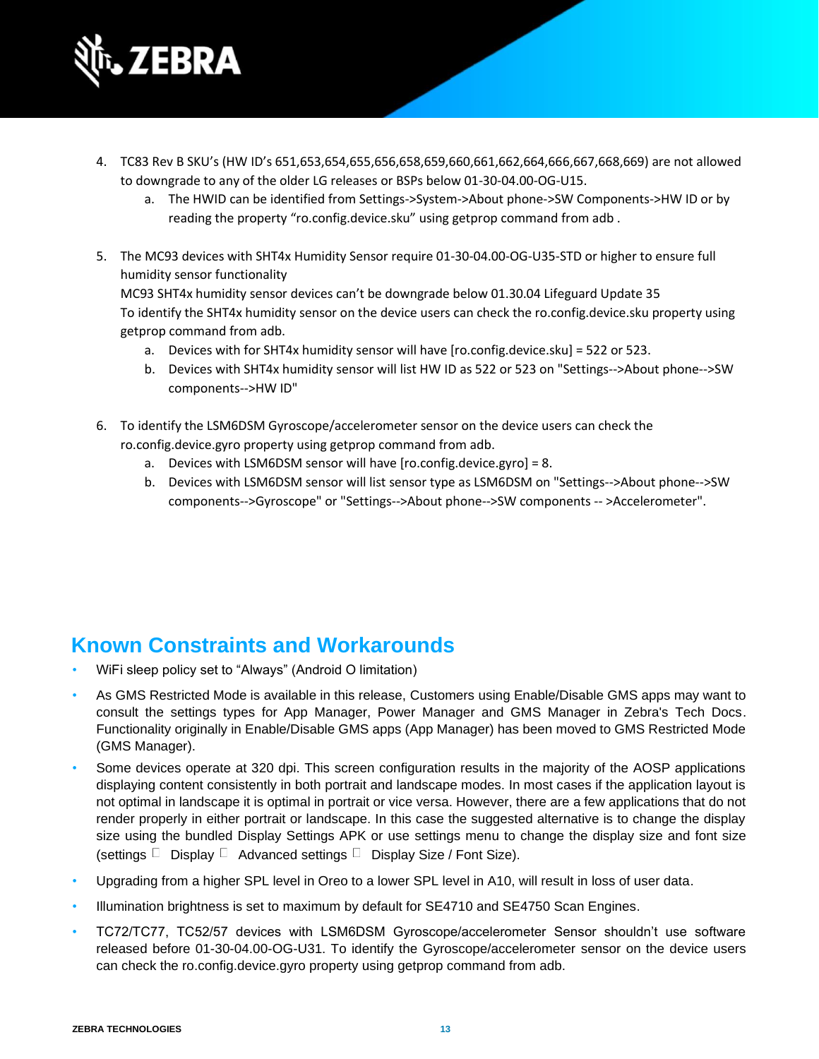4. TC83 Rev B SKU's (HW ID's 651,653,654,655,656,658,659,660,661,662,664,666,667,668,669) are not allowed to downgrade to any of the older LG releases or BSPs below 01-30-04.00-OG-U15.
   a. The HWID can be identified from Settings->System->About phone->SW Components->HW ID or by reading the property "ro.config.device.sku" using getprop command from adb .

5. The MC93 devices with SHT4x Humidity Sensor require 01-30-04.00-OG-U35-STD or higher to ensure full humidity sensor functionality
   MC93 SHT4x humidity sensor devices can't be downgrade below 01.30.04 Lifeguard Update 35
   To identify the SHT4x humidity sensor on the device users can check the ro.config.device.sku property using getprop command from adb.
   a. Devices with for SHT4x humidity sensor will have [ro.config.device.sku] = 522 or 523.
   b. Devices with SHT4x humidity sensor will list HW ID as 522 or 523 on "Settings-->About phone-->SW components-->HW ID"

6. To identify the LSM6DSM Gyroscope/accelerometer sensor on the device users can check the ro.config.device.gyro property using getprop command from adb.
   a. Devices with LSM6DSM sensor will have [ro.config.device.gyro] = 8.
   b. Devices with LSM6DSM sensor will list sensor type as LSM6DSM on "Settings-->About phone-->SW components-->Gyroscope" or "Settings-->About phone-->SW components -- >Accelerometer".

## Known Constraints and Workarounds

- WiFi sleep policy set to "Always" (Android O limitation)
- As GMS Restricted Mode is available in this release, Customers using Enable/Disable GMS apps may want to consult the settings types for App Manager, Power Manager and GMS Manager in Zebra's Tech Docs. Functionality originally in Enable/Disable GMS apps (App Manager) has been moved to GMS Restricted Mode (GMS Manager).
- Some devices operate at 320 dpi. This screen configuration results in the majority of the AOSP applications displaying content consistently in both portrait and landscape modes. In most cases if the application layout is not optimal in landscape it is optimal in portrait or vice versa. However, there are a few applications that do not render properly in either portrait or landscape. In this case the suggested alternative is to change the display size using the bundled Display Settings APK or use settings menu to change the display size and font size (settings  Display  Advanced settings  Display Size / Font Size).
- Upgrading from a higher SPL level in Oreo to a lower SPL level in A10, will result in loss of user data.
- Illumination brightness is set to maximum by default for SE4710 and SE4750 Scan Engines.
- TC72/TC77, TC52/57 devices with LSM6DSM Gyroscope/accelerometer Sensor shouldn't use software released before 01-30-04.00-OG-U31. To identify the Gyroscope/accelerometer sensor on the device users can check the ro.config.device.gyro property using getprop command from adb.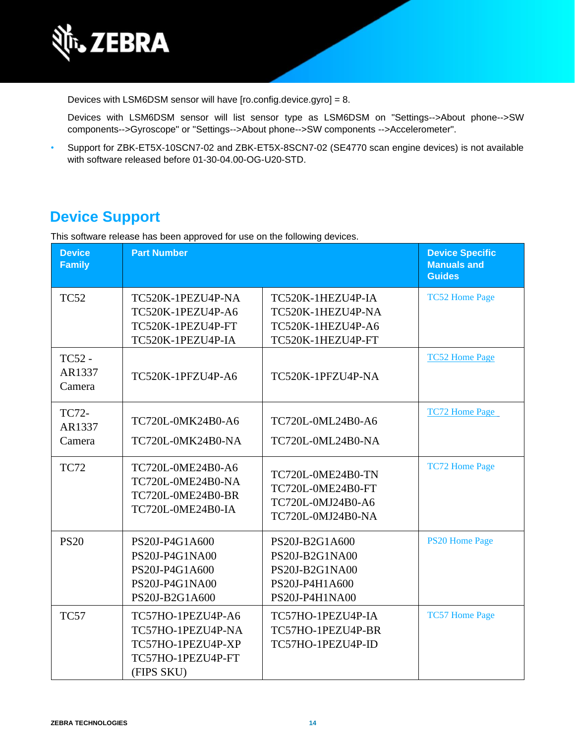Devices with LSM6DSM sensor will have [ro.config.device.gyro] = 8.

Devices with LSM6DSM sensor will list sensor type as LSM6DSM on "Settings-->About phone-->SW components-->Gyroscope" or "Settings-->About phone-->SW components -->Accelerometer".

- Support for ZBK-ET5X-10SCN7-02 and ZBK-ET5X-8SCN7-02 (SE4770 scan engine devices) is not available with software released before 01-30-04.00-OG-U20-STD.

## Device Support

This software release has been approved for use on the following devices.

| Device Family | Part Number | | Device Specific Manuals and Guides |
|---|---|---|---|
| TC52 | TC520K-1PEZU4P-NA<br>TC520K-1PEZU4P-A6<br>TC520K-1PEZU4P-FT<br>TC520K-1PEZU4P-IA | TC520K-1HEZU4P-IA<br>TC520K-1HEZU4P-NA<br>TC520K-1HEZU4P-A6<br>TC520K-1HEZU4P-FT | TC52 Home Page |
| TC52 - AR1337 Camera | TC520K-1PFZU4P-A6 | TC520K-1PFZU4P-NA | TC52 Home Page |
| TC72- AR1337 Camera | TC720L-0MK24B0-A6<br>TC720L-0MK24B0-NA | TC720L-0ML24B0-A6<br>TC720L-0ML24B0-NA | TC72 Home Page |
| TC72 | TC720L-0ME24B0-A6<br>TC720L-0ME24B0-NA<br>TC720L-0ME24B0-BR<br>TC720L-0ME24B0-IA | TC720L-0ME24B0-TN<br>TC720L-0ME24B0-FT<br>TC720L-0MJ24B0-A6<br>TC720L-0MJ24B0-NA | TC72 Home Page |
| PS20 | PS20J-P4G1A600<br>PS20J-P4G1NA00<br>PS20J-P4G1A600<br>PS20J-P4G1NA00<br>PS20J-B2G1A600 | PS20J-B2G1A600<br>PS20J-B2G1NA00<br>PS20J-B2G1NA00<br>PS20J-P4H1A600<br>PS20J-P4H1NA00 | PS20 Home Page |
| TC57 | TC57HO-1PEZU4P-A6<br>TC57HO-1PEZU4P-NA<br>TC57HO-1PEZU4P-XP<br>TC57HO-1PEZU4P-FT<br>(FIPS SKU) | TC57HO-1PEZU4P-IA<br>TC57HO-1PEZU4P-BR<br>TC57HO-1PEZU4P-ID | TC57 Home Page |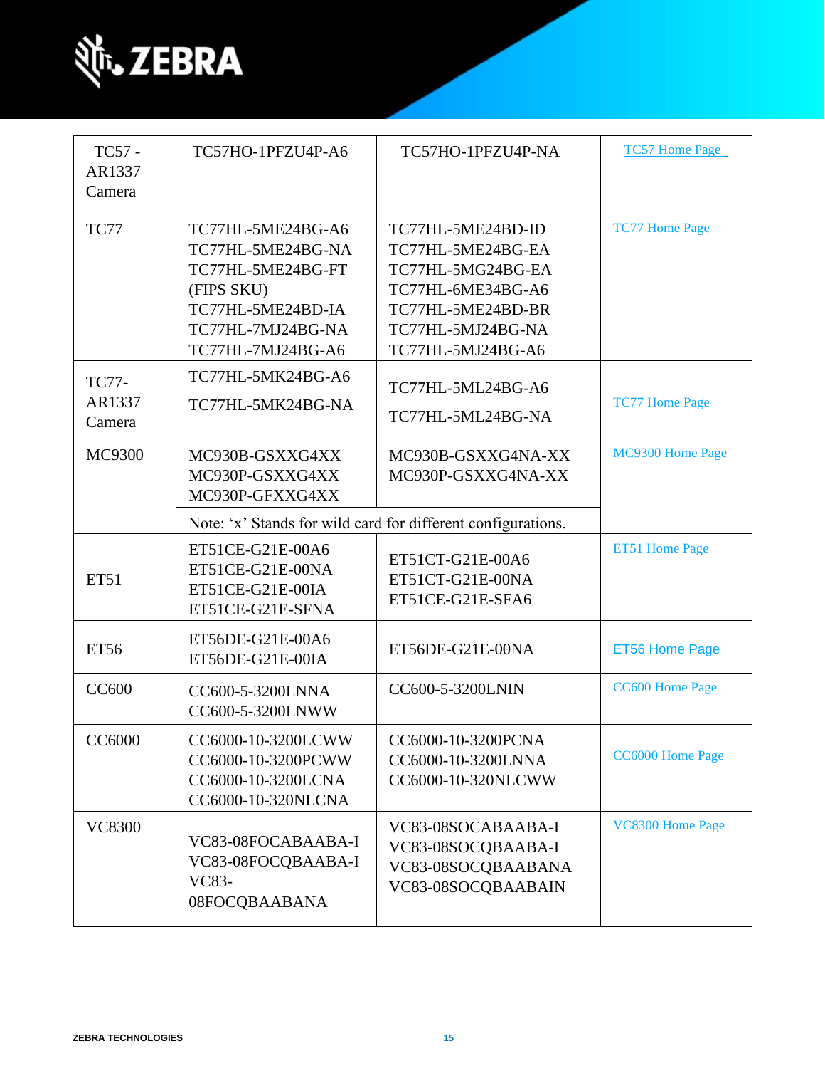| | | | |
|---|---|---|---|
| TC57 - AR1337 Camera | TC57HO-1PFZU4P-A6 | TC57HO-1PFZU4P-NA | TC57 Home Page |
| TC77 | TC77HL-5ME24BG-A6<br>TC77HL-5ME24BG-NA<br>TC77HL-5ME24BG-FT (FIPS SKU)<br>TC77HL-5ME24BD-IA<br>TC77HL-7MJ24BG-NA<br>TC77HL-7MJ24BG-A6 | TC77HL-5ME24BD-ID<br>TC77HL-5ME24BG-EA<br>TC77HL-5MG24BG-EA<br>TC77HL-6ME34BG-A6<br>TC77HL-5ME24BD-BR<br>TC77HL-5MJ24BG-NA<br>TC77HL-5MJ24BG-A6 | TC77 Home Page |
| TC77-AR1337 Camera | TC77HL-5MK24BG-A6<br>TC77HL-5MK24BG-NA | TC77HL-5ML24BG-A6<br>TC77HL-5ML24BG-NA | TC77 Home Page |
| MC9300 | MC930B-GSXXG4XX<br>MC930P-GSXXG4XX<br>MC930P-GFXXG4XX | MC930B-GSXXG4NA-XX<br>MC930P-GSXXG4NA-XX | MC9300 Home Page |
| | Note: 'x' Stands for wild card for different configurations. | | |
| ET51 | ET51CE-G21E-00A6<br>ET51CE-G21E-00NA<br>ET51CE-G21E-00IA<br>ET51CE-G21E-SFNA | ET51CT-G21E-00A6<br>ET51CT-G21E-00NA<br>ET51CE-G21E-SFA6 | ET51 Home Page |
| ET56 | ET56DE-G21E-00A6<br>ET56DE-G21E-00IA | ET56DE-G21E-00NA | ET56 Home Page |
| CC600 | CC600-5-3200LNNA<br>CC600-5-3200LNWW | CC600-5-3200LNIN | CC600 Home Page |
| CC6000 | CC6000-10-3200LCWW<br>CC6000-10-3200PCWW<br>CC6000-10-3200LCNA<br>CC6000-10-320NLCNA | CC6000-10-3200PCNA<br>CC6000-10-3200LNNA<br>CC6000-10-320NLCWW | CC6000 Home Page |
| VC8300 | VC83-08FOCABAABA-I<br>VC83-08FOCQBAABA-I<br>VC83-08FOCQBAABANA | VC83-08SOCABAABA-I<br>VC83-08SOCQBAABA-I<br>VC83-08SOCQBAABANA<br>VC83-08SOCQBAABAIN | VC8300 Home Page |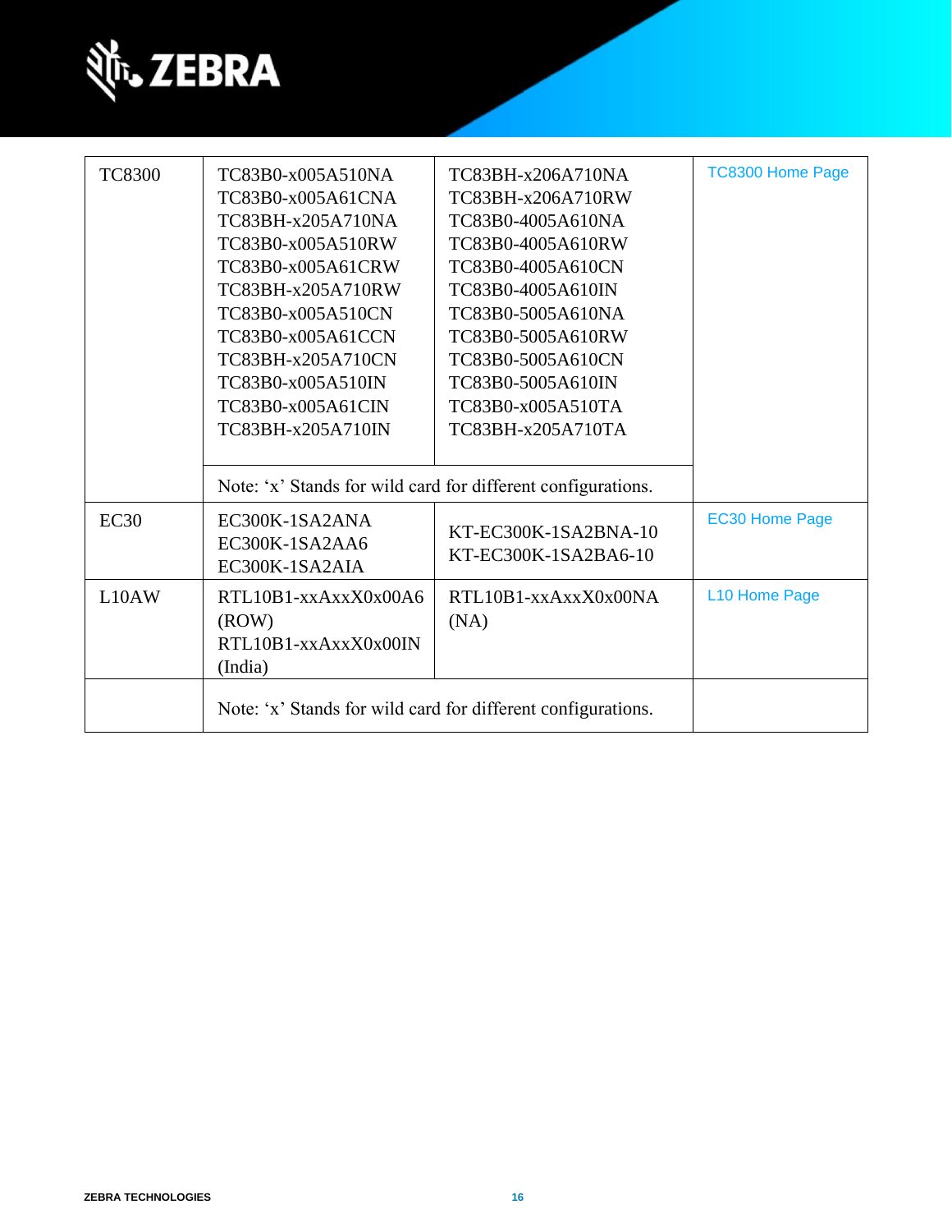| | | | |
|---|---|---|---|
| TC8300 | TC83B0-x005A510NA<br>TC83B0-x005A61CNA<br>TC83BH-x205A710NA<br>TC83B0-x005A510RW<br>TC83B0-x005A61CRW<br>TC83BH-x205A710RW<br>TC83B0-x005A510CN<br>TC83B0-x005A61CCN<br>TC83BH-x205A710CN<br>TC83B0-x005A510IN<br>TC83B0-x005A61CIN<br>TC83BH-x205A710IN | TC83BH-x206A710NA<br>TC83BH-x206A710RW<br>TC83B0-4005A610NA<br>TC83B0-4005A610RW<br>TC83B0-4005A610CN<br>TC83B0-4005A610IN<br>TC83B0-5005A610NA<br>TC83B0-5005A610RW<br>TC83B0-5005A610CN<br>TC83B0-5005A610IN<br>TC83B0-x005A510TA<br>TC83BH-x205A710TA | TC8300 Home Page |
| | Note: 'x' Stands for wild card for different configurations. | | |
| EC30 | EC300K-1SA2ANA<br>EC300K-1SA2AA6<br>EC300K-1SA2AIA | KT-EC300K-1SA2BNA-10<br>KT-EC300K-1SA2BA6-10 | EC30 Home Page |
| L10AW | RTL10B1-xxAxxX0x00A6 (ROW)<br>RTL10B1-xxAxxX0x00IN (India) | RTL10B1-xxAxxX0x00NA (NA) | L10 Home Page |
| | Note: 'x' Stands for wild card for different configurations. | | |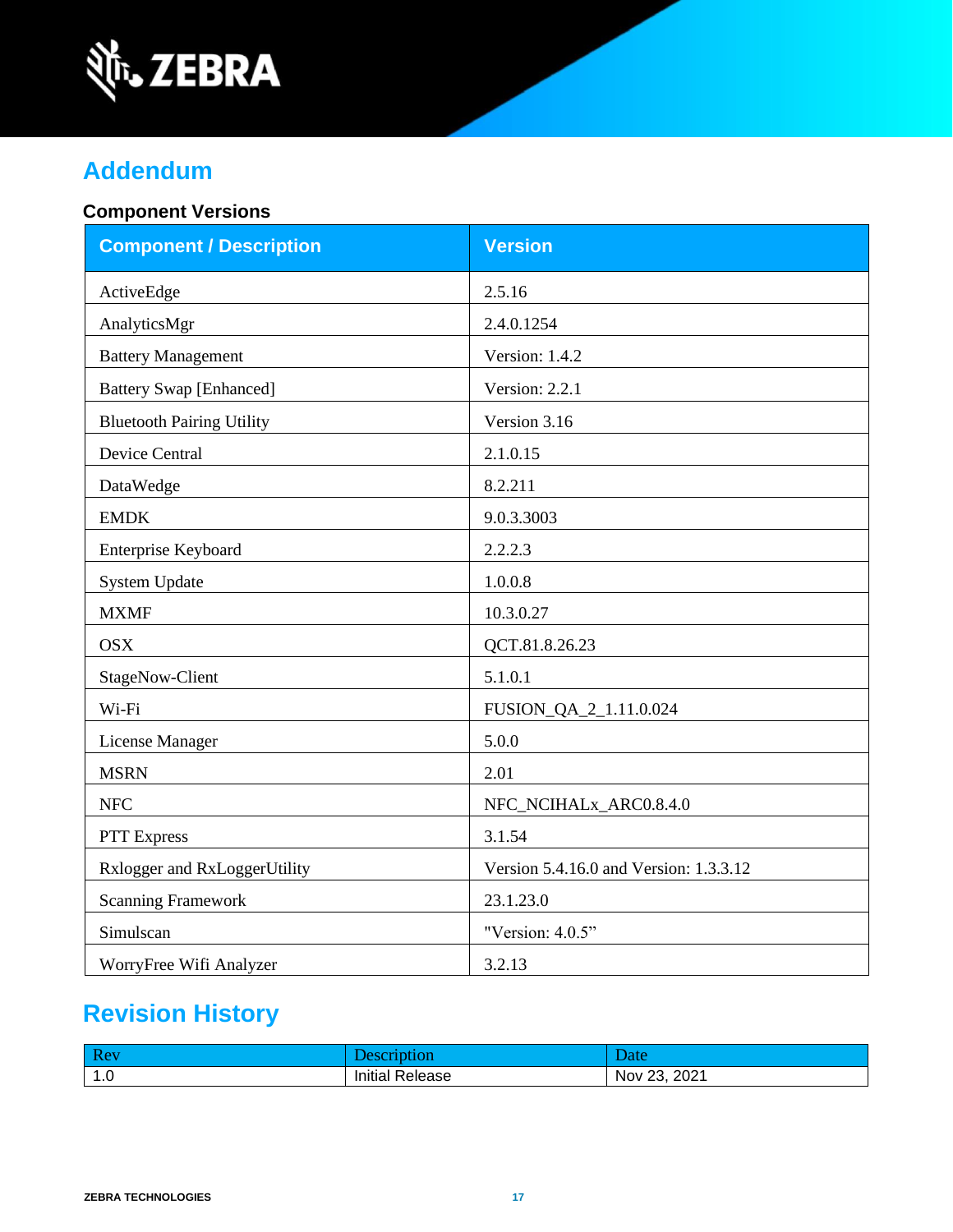# Addendum

### Component Versions

| Component / Description | Version |
|---|---|
| ActiveEdge | 2.5.16 |
| AnalyticsMgr | 2.4.0.1254 |
| Battery Management | Version: 1.4.2 |
| Battery Swap [Enhanced] | Version: 2.2.1 |
| Bluetooth Pairing Utility | Version 3.16 |
| Device Central | 2.1.0.15 |
| DataWedge | 8.2.211 |
| EMDK | 9.0.3.3003 |
| Enterprise Keyboard | 2.2.2.3 |
| System Update | 1.0.0.8 |
| MXMF | 10.3.0.27 |
| OSX | QCT.81.8.26.23 |
| StageNow-Client | 5.1.0.1 |
| Wi-Fi | FUSION_QA_2_1.11.0.024 |
| License Manager | 5.0.0 |
| MSRN | 2.01 |
| NFC | NFC_NCIHALx_ARC0.8.4.0 |
| PTT Express | 3.1.54 |
| Rxlogger and RxLoggerUtility | Version 5.4.16.0 and Version: 1.3.3.12 |
| Scanning Framework | 23.1.23.0 |
| Simulscan | "Version: 4.0.5" |
| WorryFree Wifi Analyzer | 3.2.13 |

# Revision History

| Rev | Description | Date |
|---|---|---|
| 1.0 | Initial Release | Nov 23, 2021 |